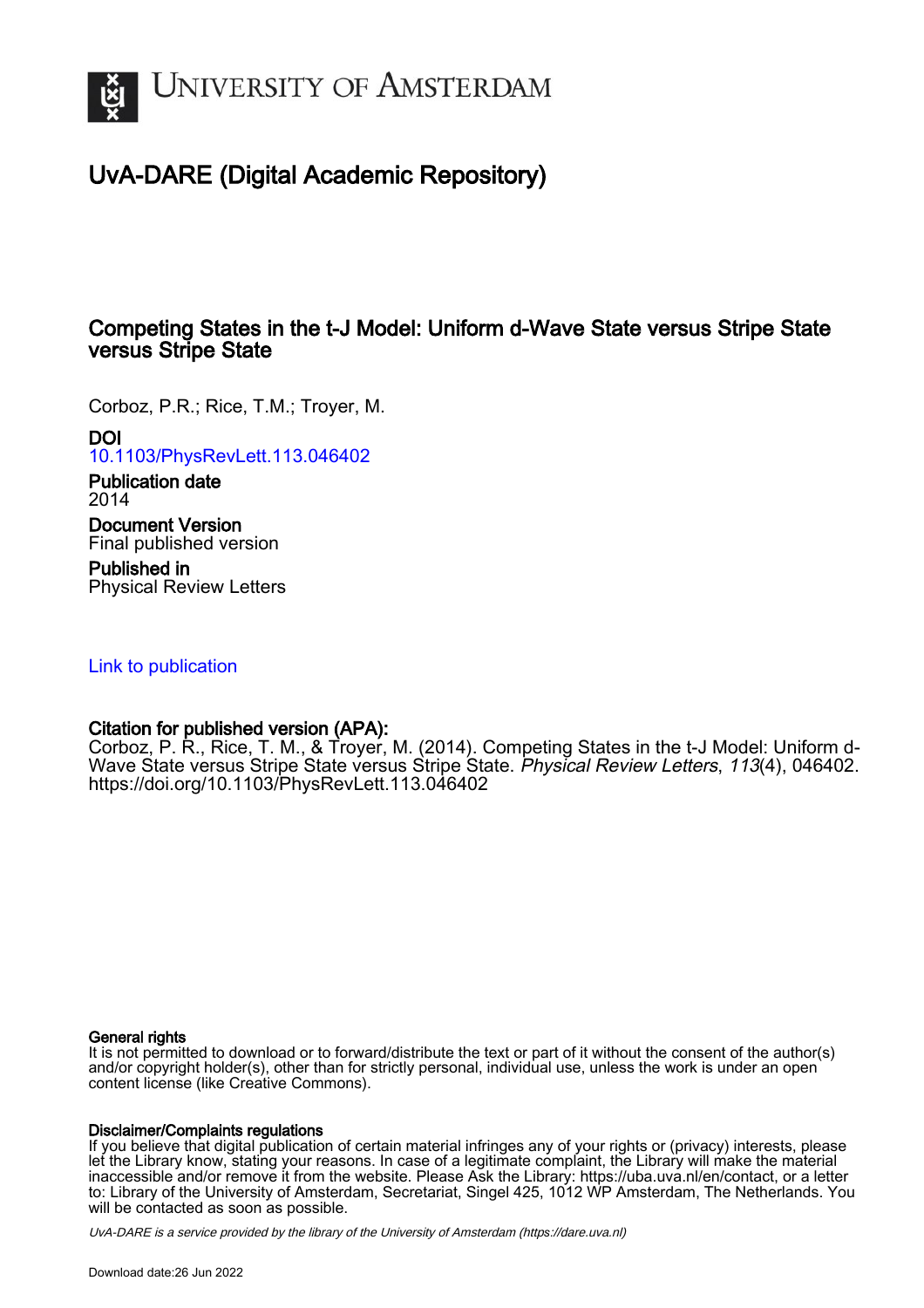# UvA-DARE (Digital Academic Repository)

## Competing States in the t-J Model: Uniform d-Wave State versus Stripe State versus Stripe State

Corboz, P.R.; Rice, T.M.; Troyer, M.

**DOI**
10.1103/PhysRevLett.113.046402

**Publication date**
2014

**Document Version**
Final published version

**Published in**
Physical Review Letters

Link to publication

**Citation for published version (APA):**
Corboz, P. R., Rice, T. M., & Troyer, M. (2014). Competing States in the t-J Model: Uniform d-Wave State versus Stripe State versus Stripe State. *Physical Review Letters*, *113*(4), 046402. https://doi.org/10.1103/PhysRevLett.113.046402

**General rights**
It is not permitted to download or to forward/distribute the text or part of it without the consent of the author(s) and/or copyright holder(s), other than for strictly personal, individual use, unless the work is under an open content license (like Creative Commons).

**Disclaimer/Complaints regulations**
If you believe that digital publication of certain material infringes any of your rights or (privacy) interests, please let the Library know, stating your reasons. In case of a legitimate complaint, the Library will make the material inaccessible and/or remove it from the website. Please Ask the Library: https://uba.uva.nl/en/contact, or a letter to: Library of the University of Amsterdam, Secretariat, Singel 425, 1012 WP Amsterdam, The Netherlands. You will be contacted as soon as possible.

UvA-DARE is a service provided by the library of the University of Amsterdam (https://dare.uva.nl)

Download date:26 Jun 2022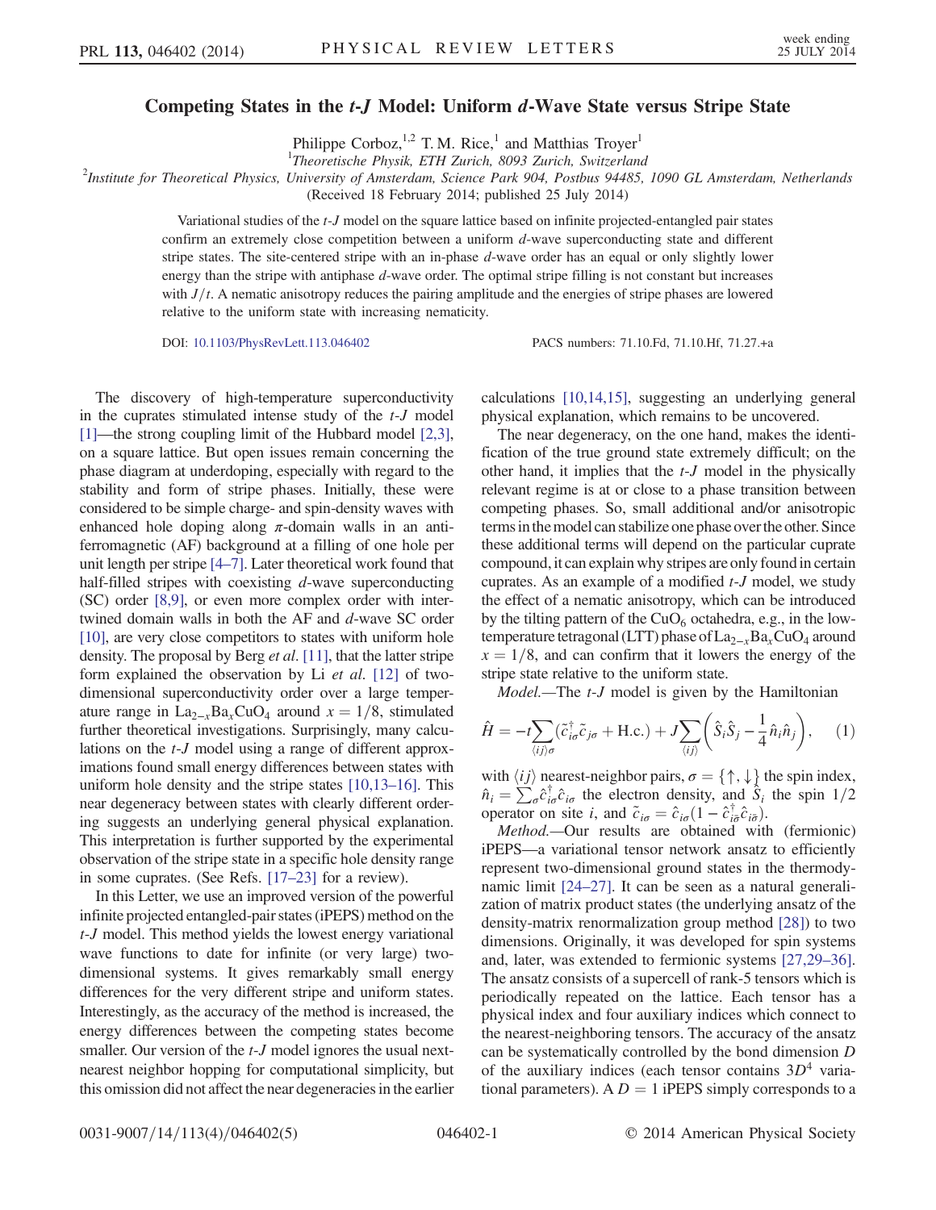# Competing States in the t-J Model: Uniform d-Wave State versus Stripe State

Philippe Corboz,[1,2] T. M. Rice,[1] and Matthias Troyer[1]

[1]Theoretische Physik, ETH Zurich, 8093 Zurich, Switzerland

[2]Institute for Theoretical Physics, University of Amsterdam, Science Park 904, Postbus 94485, 1090 GL Amsterdam, Netherlands

(Received 18 February 2014; published 25 July 2014)

Variational studies of the *t*-*J* model on the square lattice based on infinite projected-entangled pair states confirm an extremely close competition between a uniform *d*-wave superconducting state and different stripe states. The site-centered stripe with an in-phase *d*-wave order has an equal or only slightly lower energy than the stripe with antiphase *d*-wave order. The optimal stripe filling is not constant but increases with $J/t$. A nematic anisotropy reduces the pairing amplitude and the energies of stripe phases are lowered relative to the uniform state with increasing nematicity.

DOI: 10.1103/PhysRevLett.113.046402 PACS numbers: 71.10.Fd, 71.10.Hf, 71.27.+a

The discovery of high-temperature superconductivity in the cuprates stimulated intense study of the *t*-*J* model [1]—the strong coupling limit of the Hubbard model [2,3], on a square lattice. But open issues remain concerning the phase diagram at underdoping, especially with regard to the stability and form of stripe phases. Initially, these were considered to be simple charge- and spin-density waves with enhanced hole doping along $\pi$-domain walls in an antiferromagnetic (AF) background at a filling of one hole per unit length per stripe [4–7]. Later theoretical work found that half-filled stripes with coexisting *d*-wave superconducting (SC) order [8,9], or even more complex order with intertwined domain walls in both the AF and *d*-wave SC order [10], are very close competitors to states with uniform hole density. The proposal by Berg *et al*. [11], that the latter stripe form explained the observation by Li *et al*. [12] of two-dimensional superconductivity order over a large temperature range in $La_{2-x}Ba_xCuO_4$ around $x = 1/8$, stimulated further theoretical investigations. Surprisingly, many calculations on the *t*-*J* model using a range of different approximations found small energy differences between states with uniform hole density and the stripe states [10,13–16]. This near degeneracy between states with clearly different ordering suggests an underlying general physical explanation. This interpretation is further supported by the experimental observation of the stripe state in a specific hole density range in some cuprates. (See Refs. [17–23] for a review).

In this Letter, we use an improved version of the powerful infinite projected entangled-pair states (iPEPS) method on the *t*-*J* model. This method yields the lowest energy variational wave functions to date for infinite (or very large) two-dimensional systems. It gives remarkably small energy differences for the very different stripe and uniform states. Interestingly, as the accuracy of the method is increased, the energy differences between the competing states become smaller. Our version of the *t*-*J* model ignores the usual next-nearest neighbor hopping for computational simplicity, but this omission did not affect the near degeneracies in the earlier calculations [10,14,15], suggesting an underlying general physical explanation, which remains to be uncovered.

The near degeneracy, on the one hand, makes the identification of the true ground state extremely difficult; on the other hand, it implies that the *t*-*J* model in the physically relevant regime is at or close to a phase transition between competing phases. So, small additional and/or anisotropic terms in the model can stabilize one phase over the other. Since these additional terms will depend on the particular cuprate compound, it can explain why stripes are only found in certain cuprates. As an example of a modified *t*-*J* model, we study the effect of a nematic anisotropy, which can be introduced by the tilting pattern of the $CuO_6$ octahedra, e.g., in the low-temperature tetragonal (LTT) phase of $La_{2-x}Ba_xCuO_4$ around $x = 1/8$, and can confirm that it lowers the energy of the stripe state relative to the uniform state.

*Model.*—The *t*-*J* model is given by the Hamiltonian

$$\hat{H} = -t\sum_{\langle ij\rangle\sigma}(\tilde{c}^\dagger_{i\sigma}\tilde{c}_{j\sigma} + \text{H.c.}) + J\sum_{\langle ij\rangle}\left(\hat{S}_i\hat{S}_j - \frac{1}{4}\hat{n}_i\hat{n}_j\right), \quad (1)$$

with $\langle ij\rangle$ nearest-neighbor pairs, $\sigma = \{\uparrow,\downarrow\}$ the spin index, $\hat{n}_i = \sum_\sigma \hat{c}^\dagger_{i\sigma}\hat{c}_{i\sigma}$ the electron density, and $\hat{S}_i$ the spin 1/2 operator on site $i$, and $\tilde{c}_{i\sigma} = \hat{c}_{i\sigma}(1 - \hat{c}^\dagger_{i\bar{\sigma}}\hat{c}_{i\bar{\sigma}})$.

*Method.*—Our results are obtained with (fermionic) iPEPS—a variational tensor network ansatz to efficiently represent two-dimensional ground states in the thermodynamic limit [24–27]. It can be seen as a natural generalization of matrix product states (the underlying ansatz of the density-matrix renormalization group method [28]) to two dimensions. Originally, it was developed for spin systems and, later, was extended to fermionic systems [27,29–36]. The ansatz consists of a supercell of rank-5 tensors which is periodically repeated on the lattice. Each tensor has a physical index and four auxiliary indices which connect to the nearest-neighboring tensors. The accuracy of the ansatz can be systematically controlled by the bond dimension $D$ of the auxiliary indices (each tensor contains $3D^4$ variational parameters). A $D = 1$ iPEPS simply corresponds to a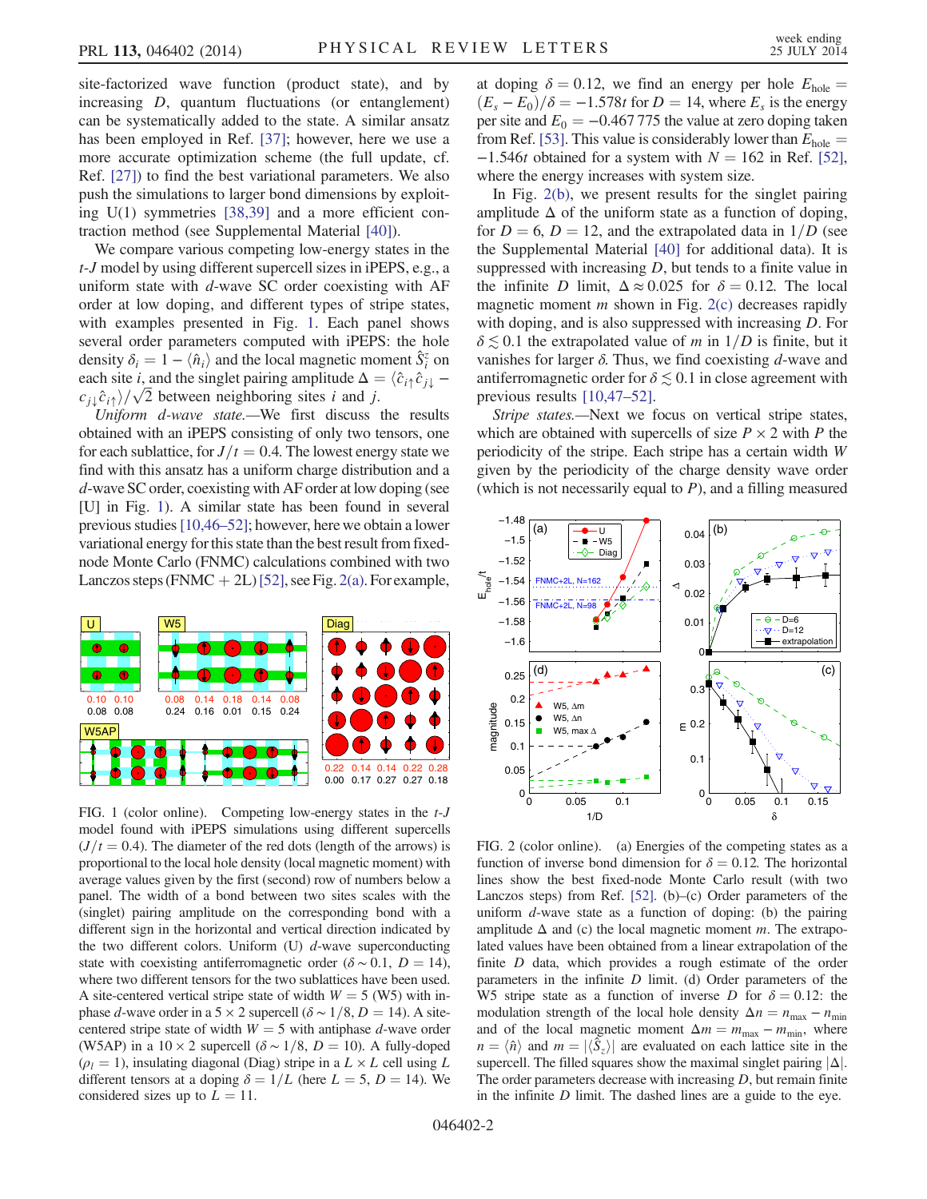site-factorized wave function (product state), and by increasing $D$, quantum fluctuations (or entanglement) can be systematically added to the state. A similar ansatz has been employed in Ref. [37]; however, here we use a more accurate optimization scheme (the full update, cf. Ref. [27]) to find the best variational parameters. We also push the simulations to larger bond dimensions by exploiting U(1) symmetries [38,39] and a more efficient contraction method (see Supplemental Material [40]).

We compare various competing low-energy states in the $t$-$J$ model by using different supercell sizes in iPEPS, e.g., a uniform state with $d$-wave SC order coexisting with AF order at low doping, and different types of stripe states, with examples presented in Fig. 1. Each panel shows several order parameters computed with iPEPS: the hole density $\delta_i = 1 - \langle \hat{n}_i \rangle$ and the local magnetic moment $\hat{S}_i^z$ on each site $i$, and the singlet pairing amplitude $\Delta = \langle \hat{c}_{i\uparrow}\hat{c}_{j\downarrow} - c_{j\downarrow}\hat{c}_{i\uparrow}\rangle/\sqrt{2}$ between neighboring sites $i$ and $j$.

*Uniform d-wave state.*—We first discuss the results obtained with an iPEPS consisting of only two tensors, one for each sublattice, for $J/t = 0.4$. The lowest energy state we find with this ansatz has a uniform charge distribution and a $d$-wave SC order, coexisting with AF order at low doping (see [U] in Fig. 1). A similar state has been found in several previous studies [10,46–52]; however, here we obtain a lower variational energy for this state than the best result from fixed-node Monte Carlo (FNMC) calculations combined with two Lanczos steps (FNMC + 2L) [52], see Fig. 2(a). For example, at doping $\delta = 0.12$, we find an energy per hole $E_{\text{hole}} = (E_s - E_0)/\delta = -1.578t$ for $D = 14$, where $E_s$ is the energy per site and $E_0 = -0.467\,775$ the value at zero doping taken from Ref. [53]. This value is considerably lower than $E_{\text{hole}} = -1.546t$ obtained for a system with $N = 162$ in Ref. [52], where the energy increases with system size.

FIG. 1 (color online). Competing low-energy states in the $t$-$J$ model found with iPEPS simulations using different supercells ($J/t = 0.4$). The diameter of the red dots (length of the arrows) is proportional to the local hole density (local magnetic moment) with average values given by the first (second) row of numbers below a panel. The width of a bond between two sites scales with the (singlet) pairing amplitude on the corresponding bond with a different sign in the horizontal and vertical direction indicated by the two different colors. Uniform (U) $d$-wave superconducting state with coexisting antiferromagnetic order ($\delta \sim 0.1$, $D = 14$), where two different tensors for the two sublattices have been used. A site-centered vertical stripe state of width $W = 5$ (W5) with in-phase $d$-wave order in a $5 \times 2$ supercell ($\delta \sim 1/8$, $D = 14$). A site-centered stripe state of width $W = 5$ with antiphase $d$-wave order (W5AP) in a $10 \times 2$ supercell ($\delta \sim 1/8$, $D = 10$). A fully-doped ($\rho_l = 1$), insulating diagonal (Diag) stripe in a $L \times L$ cell using $L$ different tensors at a doping $\delta = 1/L$ (here $L = 5$, $D = 14$). We considered sizes up to $L = 11$.

In Fig. 2(b), we present results for the singlet pairing amplitude $\Delta$ of the uniform state as a function of doping, for $D = 6$, $D = 12$, and the extrapolated data in $1/D$ (see the Supplemental Material [40] for additional data). It is suppressed with increasing $D$, but tends to a finite value in the infinite $D$ limit, $\Delta \approx 0.025$ for $\delta = 0.12$. The local magnetic moment $m$ shown in Fig. 2(c) decreases rapidly with doping, and is also suppressed with increasing $D$. For $\delta \lesssim 0.1$ the extrapolated value of $m$ in $1/D$ is finite, but it vanishes for larger $\delta$. Thus, we find coexisting $d$-wave and antiferromagnetic order for $\delta \lesssim 0.1$ in close agreement with previous results [10,47–52].

*Stripe states.*—Next we focus on vertical stripe states, which are obtained with supercells of size $P \times 2$ with $P$ the periodicity of the stripe. Each stripe has a certain width $W$ given by the periodicity of the charge density wave order (which is not necessarily equal to $P$), and a filling measured

FIG. 2 (color online). (a) Energies of the competing states as a function of inverse bond dimension for $\delta = 0.12$. The horizontal lines show the best fixed-node Monte Carlo result (with two Lanczos steps) from Ref. [52]. (b)–(c) Order parameters of the uniform $d$-wave state as a function of doping: (b) the pairing amplitude $\Delta$ and (c) the local magnetic moment $m$. The extrapolated values have been obtained from a linear extrapolation of the finite $D$ data, which provides a rough estimate of the order parameters in the infinite $D$ limit. (d) Order parameters of the W5 stripe state as a function of inverse $D$ for $\delta = 0.12$: the modulation strength of the local hole density $\Delta n = n_{\max} - n_{\min}$ and of the local magnetic moment $\Delta m = m_{\max} - m_{\min}$, where $n = \langle \hat{n} \rangle$ and $m = |\langle \hat{S}_z \rangle|$ are evaluated on each lattice site in the supercell. The filled squares show the maximal singlet pairing $|\Delta|$. The order parameters decrease with increasing $D$, but remain finite in the infinite $D$ limit. The dashed lines are a guide to the eye.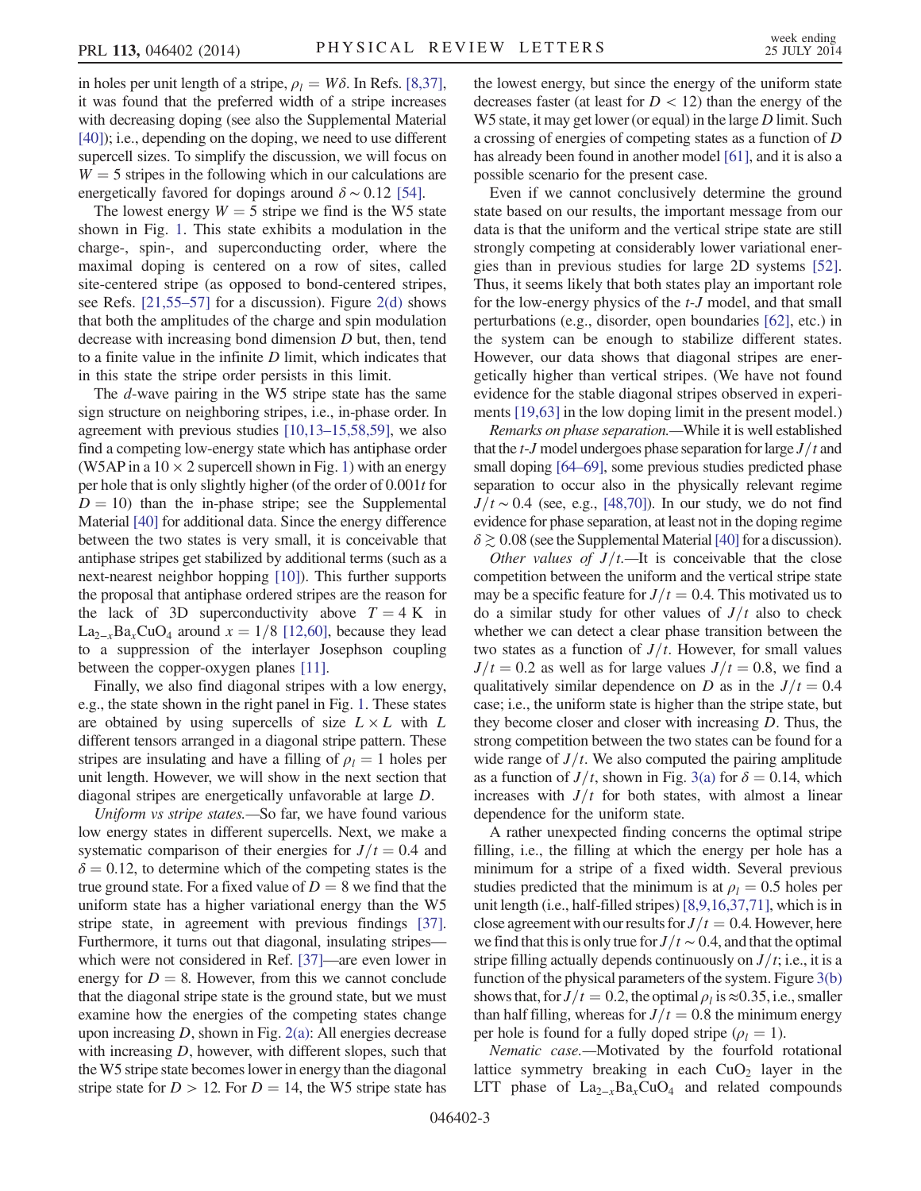in holes per unit length of a stripe, $\rho_l = W\delta$. In Refs. [8,37], it was found that the preferred width of a stripe increases with decreasing doping (see also the Supplemental Material [40]); i.e., depending on the doping, we need to use different supercell sizes. To simplify the discussion, we will focus on $W = 5$ stripes in the following which in our calculations are energetically favored for dopings around $\delta \sim 0.12$ [54].

The lowest energy $W = 5$ stripe we find is the W5 state shown in Fig. 1. This state exhibits a modulation in the charge-, spin-, and superconducting order, where the maximal doping is centered on a row of sites, called site-centered stripe (as opposed to bond-centered stripes, see Refs. [21,55–57] for a discussion). Figure 2(d) shows that both the amplitudes of the charge and spin modulation decrease with increasing bond dimension $D$ but, then, tend to a finite value in the infinite $D$ limit, which indicates that in this state the stripe order persists in this limit.

The $d$-wave pairing in the W5 stripe state has the same sign structure on neighboring stripes, i.e., in-phase order. In agreement with previous studies [10,13–15,58,59], we also find a competing low-energy state which has antiphase order (W5AP in a $10 \times 2$ supercell shown in Fig. 1) with an energy per hole that is only slightly higher (of the order of $0.001t$ for $D = 10$) than the in-phase stripe; see the Supplemental Material [40] for additional data. Since the energy difference between the two states is very small, it is conceivable that antiphase stripes get stabilized by additional terms (such as a next-nearest neighbor hopping [10]). This further supports the proposal that antiphase ordered stripes are the reason for the lack of 3D superconductivity above $T = 4$ K in $La_{2-x}Ba_xCuO_4$ around $x = 1/8$ [12,60], because they lead to a suppression of the interlayer Josephson coupling between the copper-oxygen planes [11].

Finally, we also find diagonal stripes with a low energy, e.g., the state shown in the right panel in Fig. 1. These states are obtained by using supercells of size $L \times L$ with $L$ different tensors arranged in a diagonal stripe pattern. These stripes are insulating and have a filling of $\rho_l = 1$ holes per unit length. However, we will show in the next section that diagonal stripes are energetically unfavorable at large $D$.

*Uniform vs stripe states.*—So far, we have found various low energy states in different supercells. Next, we make a systematic comparison of their energies for $J/t = 0.4$ and $\delta = 0.12$, to determine which of the competing states is the true ground state. For a fixed value of $D = 8$ we find that the uniform state has a higher variational energy than the W5 stripe state, in agreement with previous findings [37]. Furthermore, it turns out that diagonal, insulating stripes—which were not considered in Ref. [37]—are even lower in energy for $D = 8$. However, from this we cannot conclude that the diagonal stripe state is the ground state, but we must examine how the energies of the competing states change upon increasing $D$, shown in Fig. 2(a): All energies decrease with increasing $D$, however, with different slopes, such that the W5 stripe state becomes lower in energy than the diagonal stripe state for $D > 12$. For $D = 14$, the W5 stripe state has the lowest energy, but since the energy of the uniform state decreases faster (at least for $D < 12$) than the energy of the W5 state, it may get lower (or equal) in the large $D$ limit. Such a crossing of energies of competing states as a function of $D$ has already been found in another model [61], and it is also a possible scenario for the present case.

Even if we cannot conclusively determine the ground state based on our results, the important message from our data is that the uniform and the vertical stripe state are still strongly competing at considerably lower variational energies than in previous studies for large 2D systems [52]. Thus, it seems likely that both states play an important role for the low-energy physics of the $t$-$J$ model, and that small perturbations (e.g., disorder, open boundaries [62], etc.) in the system can be enough to stabilize different states. However, our data shows that diagonal stripes are energetically higher than vertical stripes. (We have not found evidence for the stable diagonal stripes observed in experiments [19,63] in the low doping limit in the present model.)

*Remarks on phase separation.*—While it is well established that the $t$-$J$ model undergoes phase separation for large $J/t$ and small doping [64–69], some previous studies predicted phase separation to occur also in the physically relevant regime $J/t \sim 0.4$ (see, e.g., [48,70]). In our study, we do not find evidence for phase separation, at least not in the doping regime $\delta \gtrsim 0.08$ (see the Supplemental Material [40] for a discussion).

*Other values of $J/t$.*—It is conceivable that the close competition between the uniform and the vertical stripe state may be a specific feature for $J/t = 0.4$. This motivated us to do a similar study for other values of $J/t$ also to check whether we can detect a clear phase transition between the two states as a function of $J/t$. However, for small values $J/t = 0.2$ as well as for large values $J/t = 0.8$, we find a qualitatively similar dependence on $D$ as in the $J/t = 0.4$ case; i.e., the uniform state is higher than the stripe state, but they become closer and closer with increasing $D$. Thus, the strong competition between the two states can be found for a wide range of $J/t$. We also computed the pairing amplitude as a function of $J/t$, shown in Fig. 3(a) for $\delta = 0.14$, which increases with $J/t$ for both states, with almost a linear dependence for the uniform state.

A rather unexpected finding concerns the optimal stripe filling, i.e., the filling at which the energy per hole has a minimum for a stripe of a fixed width. Several previous studies predicted that the minimum is at $\rho_l = 0.5$ holes per unit length (i.e., half-filled stripes) [8,9,16,37,71], which is in close agreement with our results for $J/t = 0.4$. However, here we find that this is only true for $J/t \sim 0.4$, and that the optimal stripe filling actually depends continuously on $J/t$; i.e., it is a function of the physical parameters of the system. Figure 3(b) shows that, for $J/t = 0.2$, the optimal $\rho_l$ is $\approx 0.35$, i.e., smaller than half filling, whereas for $J/t = 0.8$ the minimum energy per hole is found for a fully doped stripe ($\rho_l = 1$).

*Nematic case.*—Motivated by the fourfold rotational lattice symmetry breaking in each $CuO_2$ layer in the LTT phase of $La_{2-x}Ba_xCuO_4$ and related compounds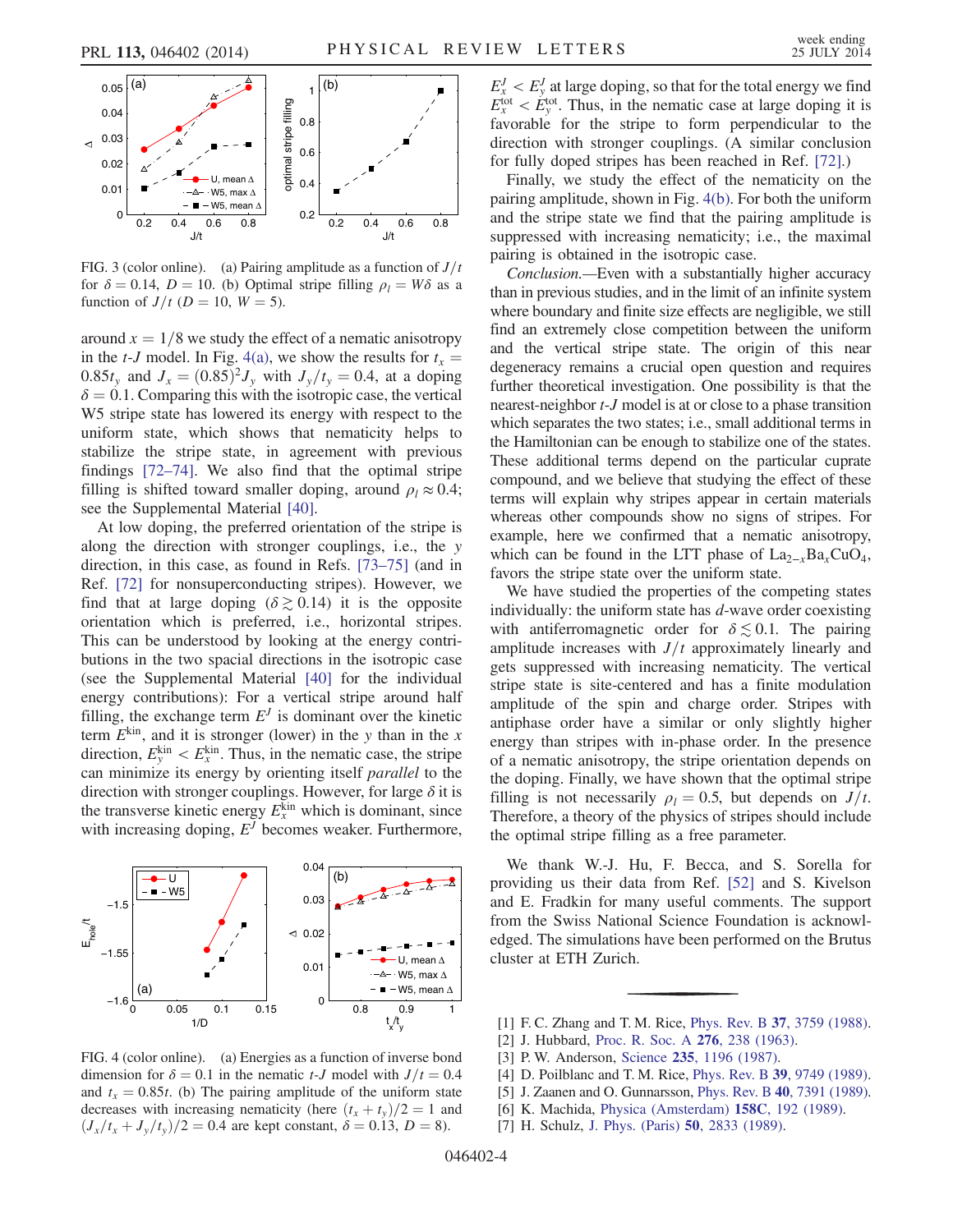FIG. 3 (color online). (a) Pairing amplitude as a function of $J/t$ for $\delta = 0.14$, $D = 10$. (b) Optimal stripe filling $\rho_l = W\delta$ as a function of $J/t$ ($D = 10$, $W = 5$).

around $x = 1/8$ we study the effect of a nematic anisotropy in the $t$-$J$ model. In Fig. 4(a), we show the results for $t_x = 0.85t_y$ and $J_x = (0.85)^2 J_y$ with $J_y/t_y = 0.4$, at a doping $\delta = 0.1$. Comparing this with the isotropic case, the vertical W5 stripe state has lowered its energy with respect to the uniform state, which shows that nematicity helps to stabilize the stripe state, in agreement with previous findings [72–74]. We also find that the optimal stripe filling is shifted toward smaller doping, around $\rho_l \approx 0.4$; see the Supplemental Material [40].

At low doping, the preferred orientation of the stripe is along the direction with stronger couplings, i.e., the $y$ direction, in this case, as found in Refs. [73–75] (and in Ref. [72] for nonsuperconducting stripes). However, we find that at large doping ($\delta \gtrsim 0.14$) it is the opposite orientation which is preferred, i.e., horizontal stripes. This can be understood by looking at the energy contributions in the two spacial directions in the isotropic case (see the Supplemental Material [40] for the individual energy contributions): For a vertical stripe around half filling, the exchange term $E^J$ is dominant over the kinetic term $E^{\mathrm{kin}}$, and it is stronger (lower) in the $y$ than in the $x$ direction, $E_y^{\mathrm{kin}} < E_x^{\mathrm{kin}}$. Thus, in the nematic case, the stripe can minimize its energy by orienting itself *parallel* to the direction with stronger couplings. However, for large $\delta$ it is the transverse kinetic energy $E_x^{\mathrm{kin}}$ which is dominant, since with increasing doping, $E^J$ becomes weaker. Furthermore, $E_x^J < E_y^J$ at large doping, so that for the total energy we find $E_x^{\mathrm{tot}} < E_y^{\mathrm{tot}}$. Thus, in the nematic case at large doping it is favorable for the stripe to form perpendicular to the direction with stronger couplings. (A similar conclusion for fully doped stripes has been reached in Ref. [72].)

Finally, we study the effect of the nematicity on the pairing amplitude, shown in Fig. 4(b). For both the uniform and the stripe state we find that the pairing amplitude is suppressed with increasing nematicity; i.e., the maximal pairing is obtained in the isotropic case.

FIG. 4 (color online). (a) Energies as a function of inverse bond dimension for $\delta = 0.1$ in the nematic $t$-$J$ model with $J/t = 0.4$ and $t_x = 0.85t$. (b) The pairing amplitude of the uniform state decreases with increasing nematicity (here $(t_x + t_y)/2 = 1$ and $(J_x/t_x + J_y/t_y)/2 = 0.4$ are kept constant, $\delta = 0.13$, $D = 8$).

*Conclusion.*—Even with a substantially higher accuracy than in previous studies, and in the limit of an infinite system where boundary and finite size effects are negligible, we still find an extremely close competition between the uniform and the vertical stripe state. The origin of this near degeneracy remains a crucial open question and requires further theoretical investigation. One possibility is that the nearest-neighbor $t$-$J$ model is at or close to a phase transition which separates the two states; i.e., small additional terms in the Hamiltonian can be enough to stabilize one of the states. These additional terms depend on the particular cuprate compound, and we believe that studying the effect of these terms will explain why stripes appear in certain materials whereas other compounds show no signs of stripes. For example, here we confirmed that a nematic anisotropy, which can be found in the LTT phase of $La_{2-x}Ba_xCuO_4$, favors the stripe state over the uniform state.

We have studied the properties of the competing states individually: the uniform state has $d$-wave order coexisting with antiferromagnetic order for $\delta \lesssim 0.1$. The pairing amplitude increases with $J/t$ approximately linearly and gets suppressed with increasing nematicity. The vertical stripe state is site-centered and has a finite modulation amplitude of the spin and charge order. Stripes with antiphase order have a similar or only slightly higher energy than stripes with in-phase order. In the presence of a nematic anisotropy, the stripe orientation depends on the doping. Finally, we have shown that the optimal stripe filling is not necessarily $\rho_l = 0.5$, but depends on $J/t$. Therefore, a theory of the physics of stripes should include the optimal stripe filling as a free parameter.

We thank W.-J. Hu, F. Becca, and S. Sorella for providing us their data from Ref. [52] and S. Kivelson and E. Fradkin for many useful comments. The support from the Swiss National Science Foundation is acknowledged. The simulations have been performed on the Brutus cluster at ETH Zurich.

[1] F. C. Zhang and T. M. Rice, Phys. Rev. B **37**, 3759 (1988).
[2] J. Hubbard, Proc. R. Soc. A **276**, 238 (1963).
[3] P. W. Anderson, Science **235**, 1196 (1987).
[4] D. Poilblanc and T. M. Rice, Phys. Rev. B **39**, 9749 (1989).
[5] J. Zaanen and O. Gunnarsson, Phys. Rev. B **40**, 7391 (1989).
[6] K. Machida, Physica (Amsterdam) **158C**, 192 (1989).
[7] H. Schulz, J. Phys. (Paris) **50**, 2833 (1989).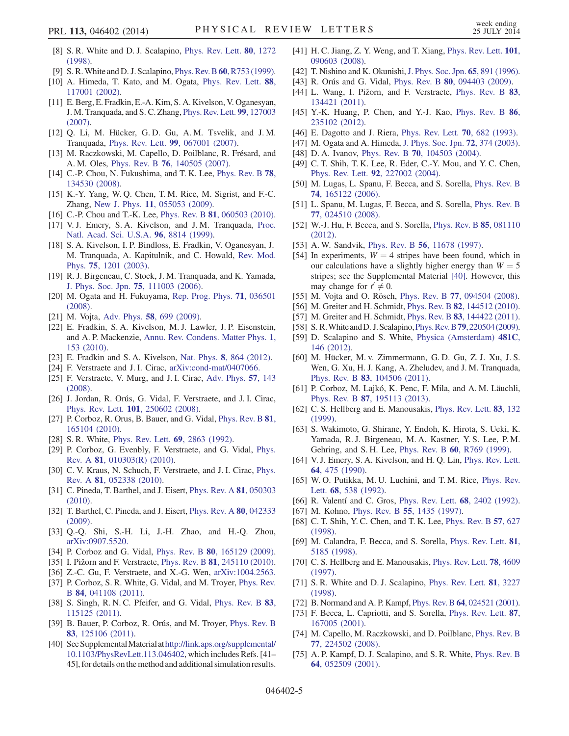[8] S. R. White and D. J. Scalapino, Phys. Rev. Lett. 80, 1272 (1998).

[9] S. R. White and D. J. Scalapino, Phys. Rev. B 60, R753 (1999).

[10] A. Himeda, T. Kato, and M. Ogata, Phys. Rev. Lett. 88, 117001 (2002).

[11] E. Berg, E. Fradkin, E.-A. Kim, S. A. Kivelson, V. Oganesyan, J. M. Tranquada, and S. C. Zhang, Phys. Rev. Lett. 99, 127003 (2007).

[12] Q. Li, M. Hücker, G. D. Gu, A. M. Tsvelik, and J. M. Tranquada, Phys. Rev. Lett. 99, 067001 (2007).

[13] M. Raczkowski, M. Capello, D. Poilblanc, R. Frésard, and A. M. Oles, Phys. Rev. B 76, 140505 (2007).

[14] C.-P. Chou, N. Fukushima, and T. K. Lee, Phys. Rev. B 78, 134530 (2008).

[15] K.-Y. Yang, W. Q. Chen, T. M. Rice, M. Sigrist, and F.-C. Zhang, New J. Phys. 11, 055053 (2009).

[16] C.-P. Chou and T.-K. Lee, Phys. Rev. B 81, 060503 (2010).

[17] V. J. Emery, S. A. Kivelson, and J. M. Tranquada, Proc. Natl. Acad. Sci. U.S.A. 96, 8814 (1999).

[18] S. A. Kivelson, I. P. Bindloss, E. Fradkin, V. Oganesyan, J. M. Tranquada, A. Kapitulnik, and C. Howald, Rev. Mod. Phys. 75, 1201 (2003).

[19] R. J. Birgeneau, C. Stock, J. M. Tranquada, and K. Yamada, J. Phys. Soc. Jpn. 75, 111003 (2006).

[20] M. Ogata and H. Fukuyama, Rep. Prog. Phys. 71, 036501 (2008).

[21] M. Vojta, Adv. Phys. 58, 699 (2009).

[22] E. Fradkin, S. A. Kivelson, M. J. Lawler, J. P. Eisenstein, and A. P. Mackenzie, Annu. Rev. Condens. Matter Phys. 1, 153 (2010).

[23] E. Fradkin and S. A. Kivelson, Nat. Phys. 8, 864 (2012).

[24] F. Verstraete and J. I. Cirac, arXiv:cond-mat/0407066.

[25] F. Verstraete, V. Murg, and J. I. Cirac, Adv. Phys. 57, 143 (2008).

[26] J. Jordan, R. Orús, G. Vidal, F. Verstraete, and J. I. Cirac, Phys. Rev. Lett. 101, 250602 (2008).

[27] P. Corboz, R. Orus, B. Bauer, and G. Vidal, Phys. Rev. B 81, 165104 (2010).

[28] S. R. White, Phys. Rev. Lett. 69, 2863 (1992).

[29] P. Corboz, G. Evenbly, F. Verstraete, and G. Vidal, Phys. Rev. A 81, 010303(R) (2010).

[30] C. V. Kraus, N. Schuch, F. Verstraete, and J. I. Cirac, Phys. Rev. A 81, 052338 (2010).

[31] C. Pineda, T. Barthel, and J. Eisert, Phys. Rev. A 81, 050303 (2010).

[32] T. Barthel, C. Pineda, and J. Eisert, Phys. Rev. A 80, 042333 (2009).

[33] Q.-Q. Shi, S.-H. Li, J.-H. Zhao, and H.-Q. Zhou, arXiv:0907.5520.

[34] P. Corboz and G. Vidal, Phys. Rev. B 80, 165129 (2009).

[35] I. Pižorn and F. Verstraete, Phys. Rev. B 81, 245110 (2010).

[36] Z.-C. Gu, F. Verstraete, and X.-G. Wen, arXiv:1004.2563.

[37] P. Corboz, S. R. White, G. Vidal, and M. Troyer, Phys. Rev. B 84, 041108 (2011).

[38] S. Singh, R. N. C. Pfeifer, and G. Vidal, Phys. Rev. B 83, 115125 (2011).

[39] B. Bauer, P. Corboz, R. Orús, and M. Troyer, Phys. Rev. B 83, 125106 (2011).

[40] See Supplemental Material at http://link.aps.org/supplemental/10.1103/PhysRevLett.113.046402, which includes Refs. [41–45], for details on the method and additional simulation results.

[41] H. C. Jiang, Z. Y. Weng, and T. Xiang, Phys. Rev. Lett. 101, 090603 (2008).

[42] T. Nishino and K. Okunishi, J. Phys. Soc. Jpn. 65, 891 (1996).

[43] R. Orús and G. Vidal, Phys. Rev. B 80, 094403 (2009).

[44] L. Wang, I. Pižorn, and F. Verstraete, Phys. Rev. B 83, 134421 (2011).

[45] Y.-K. Huang, P. Chen, and Y.-J. Kao, Phys. Rev. B 86, 235102 (2012).

[46] E. Dagotto and J. Riera, Phys. Rev. Lett. 70, 682 (1993).

[47] M. Ogata and A. Himeda, J. Phys. Soc. Jpn. 72, 374 (2003).

[48] D. A. Ivanov, Phys. Rev. B 70, 104503 (2004).

[49] C. T. Shih, T. K. Lee, R. Eder, C.-Y. Mou, and Y. C. Chen, Phys. Rev. Lett. 92, 227002 (2004).

[50] M. Lugas, L. Spanu, F. Becca, and S. Sorella, Phys. Rev. B 74, 165122 (2006).

[51] L. Spanu, M. Lugas, F. Becca, and S. Sorella, Phys. Rev. B 77, 024510 (2008).

[52] W.-J. Hu, F. Becca, and S. Sorella, Phys. Rev. B 85, 081110 (2012).

[53] A. W. Sandvik, Phys. Rev. B 56, 11678 (1997).

[54] In experiments, $W = 4$ stripes have been found, which in our calculations have a slightly higher energy than $W = 5$ stripes; see the Supplemental Material [40]. However, this may change for $t' \neq 0$.

[55] M. Vojta and O. Rösch, Phys. Rev. B 77, 094504 (2008).

[56] M. Greiter and H. Schmidt, Phys. Rev. B 82, 144512 (2010).

[57] M. Greiter and H. Schmidt, Phys. Rev. B 83, 144422 (2011).

[58] S. R. White and D. J. Scalapino, Phys. Rev. B 79, 220504 (2009).

[59] D. Scalapino and S. White, Physica (Amsterdam) 481C, 146 (2012).

[60] M. Hücker, M. v. Zimmermann, G. D. Gu, Z. J. Xu, J. S. Wen, G. Xu, H. J. Kang, A. Zheludev, and J. M. Tranquada, Phys. Rev. B 83, 104506 (2011).

[61] P. Corboz, M. Lajkó, K. Penc, F. Mila, and A. M. Läuchli, Phys. Rev. B 87, 195113 (2013).

[62] C. S. Hellberg and E. Manousakis, Phys. Rev. Lett. 83, 132 (1999).

[63] S. Wakimoto, G. Shirane, Y. Endoh, K. Hirota, S. Ueki, K. Yamada, R. J. Birgeneau, M. A. Kastner, Y. S. Lee, P. M. Gehring, and S. H. Lee, Phys. Rev. B 60, R769 (1999).

[64] V. J. Emery, S. A. Kivelson, and H. Q. Lin, Phys. Rev. Lett. 64, 475 (1990).

[65] W. O. Putikka, M. U. Luchini, and T. M. Rice, Phys. Rev. Lett. 68, 538 (1992).

[66] R. Valentí and C. Gros, Phys. Rev. Lett. 68, 2402 (1992).

[67] M. Kohno, Phys. Rev. B 55, 1435 (1997).

[68] C. T. Shih, Y. C. Chen, and T. K. Lee, Phys. Rev. B 57, 627 (1998).

[69] M. Calandra, F. Becca, and S. Sorella, Phys. Rev. Lett. 81, 5185 (1998).

[70] C. S. Hellberg and E. Manousakis, Phys. Rev. Lett. 78, 4609 (1997).

[71] S. R. White and D. J. Scalapino, Phys. Rev. Lett. 81, 3227 (1998).

[72] B. Normand and A. P. Kampf, Phys. Rev. B 64, 024521 (2001).

[73] F. Becca, L. Capriotti, and S. Sorella, Phys. Rev. Lett. 87, 167005 (2001).

[74] M. Capello, M. Raczkowski, and D. Poilblanc, Phys. Rev. B 77, 224502 (2008).

[75] A. P. Kampf, D. J. Scalapino, and S. R. White, Phys. Rev. B 64, 052509 (2001).